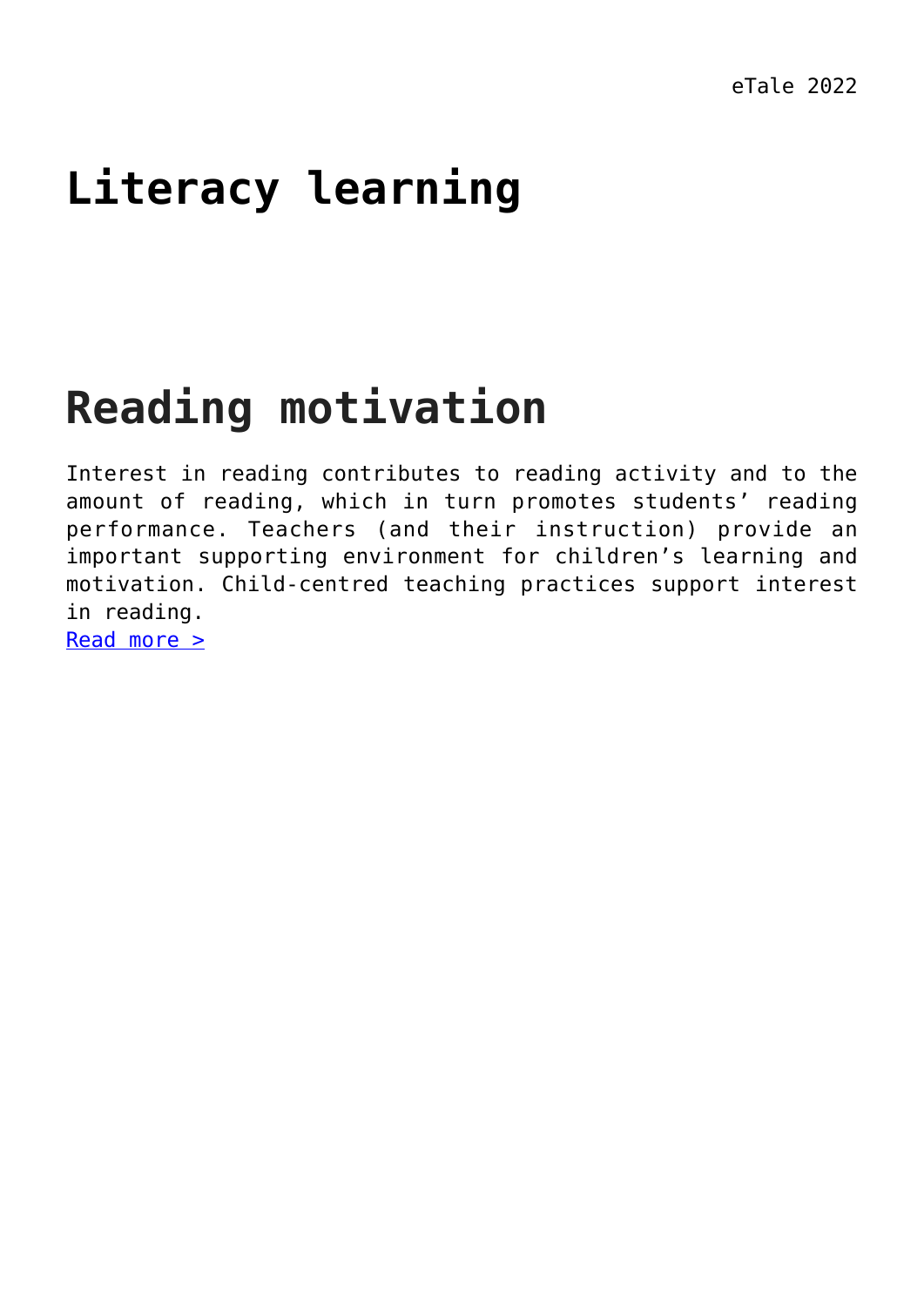# Literacy learning

## Reading motivation

Interest in reading contributes to reading activity and to the amount of reading, which in turn promotes students' reading performance. Teachers (and their instruction) provide an important supporting environment for children's learning and motivation. Child-centred teaching practices support interest in reading.
Read more >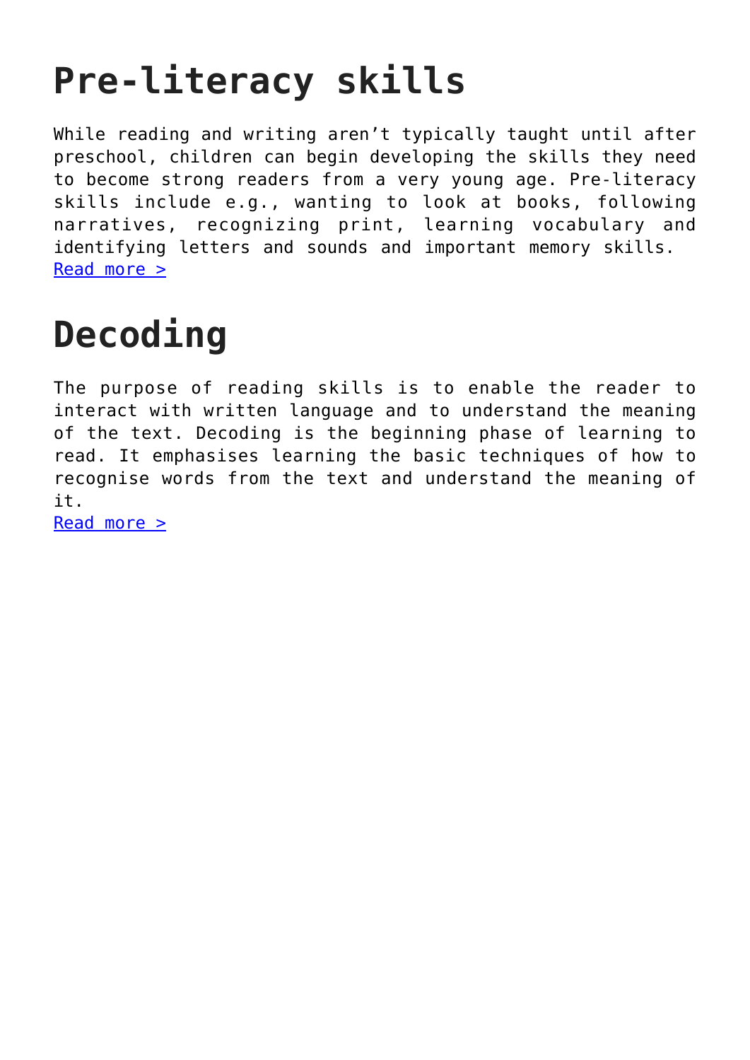# Pre-literacy skills

While reading and writing aren't typically taught until after preschool, children can begin developing the skills they need to become strong readers from a very young age. Pre-literacy skills include e.g., wanting to look at books, following narratives, recognizing print, learning vocabulary and identifying letters and sounds and important memory skills.
Read more >

# Decoding

The purpose of reading skills is to enable the reader to interact with written language and to understand the meaning of the text. Decoding is the beginning phase of learning to read. It emphasises learning the basic techniques of how to recognise words from the text and understand the meaning of it.
Read more >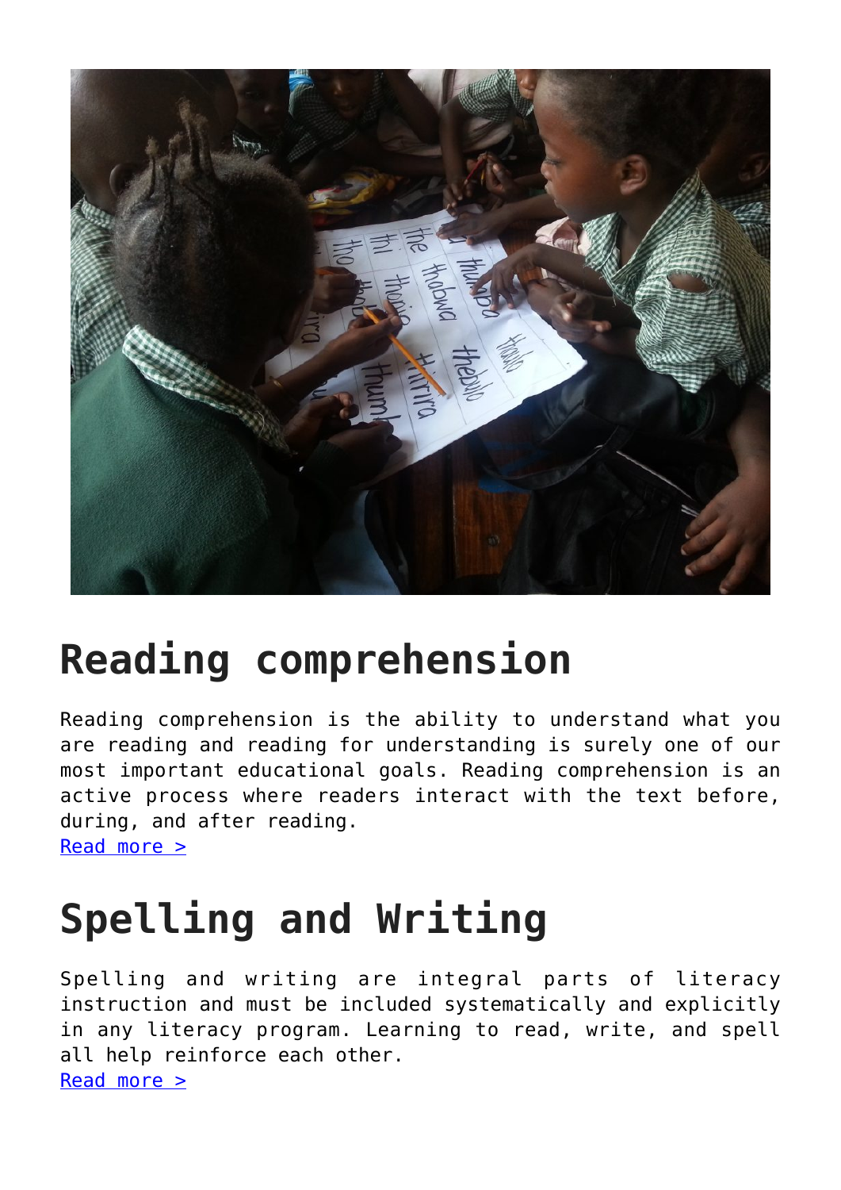# Reading comprehension

Reading comprehension is the ability to understand what you are reading and reading for understanding is surely one of our most important educational goals. Reading comprehension is an active process where readers interact with the text before, during, and after reading.
Read more >

# Spelling and Writing

Spelling and writing are integral parts of literacy instruction and must be included systematically and explicitly in any literacy program. Learning to read, write, and spell all help reinforce each other.
Read more >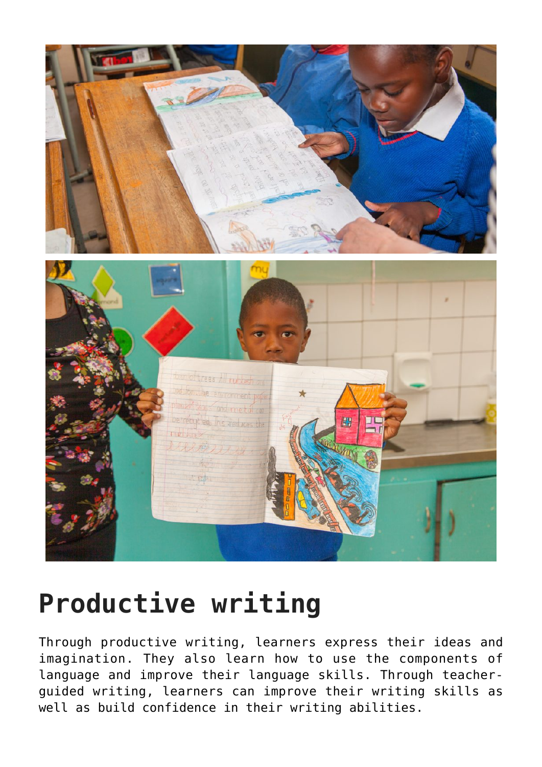# Productive writing

Through productive writing, learners express their ideas and imagination. They also learn how to use the components of language and improve their language skills. Through teacher-guided writing, learners can improve their writing skills as well as build confidence in their writing abilities.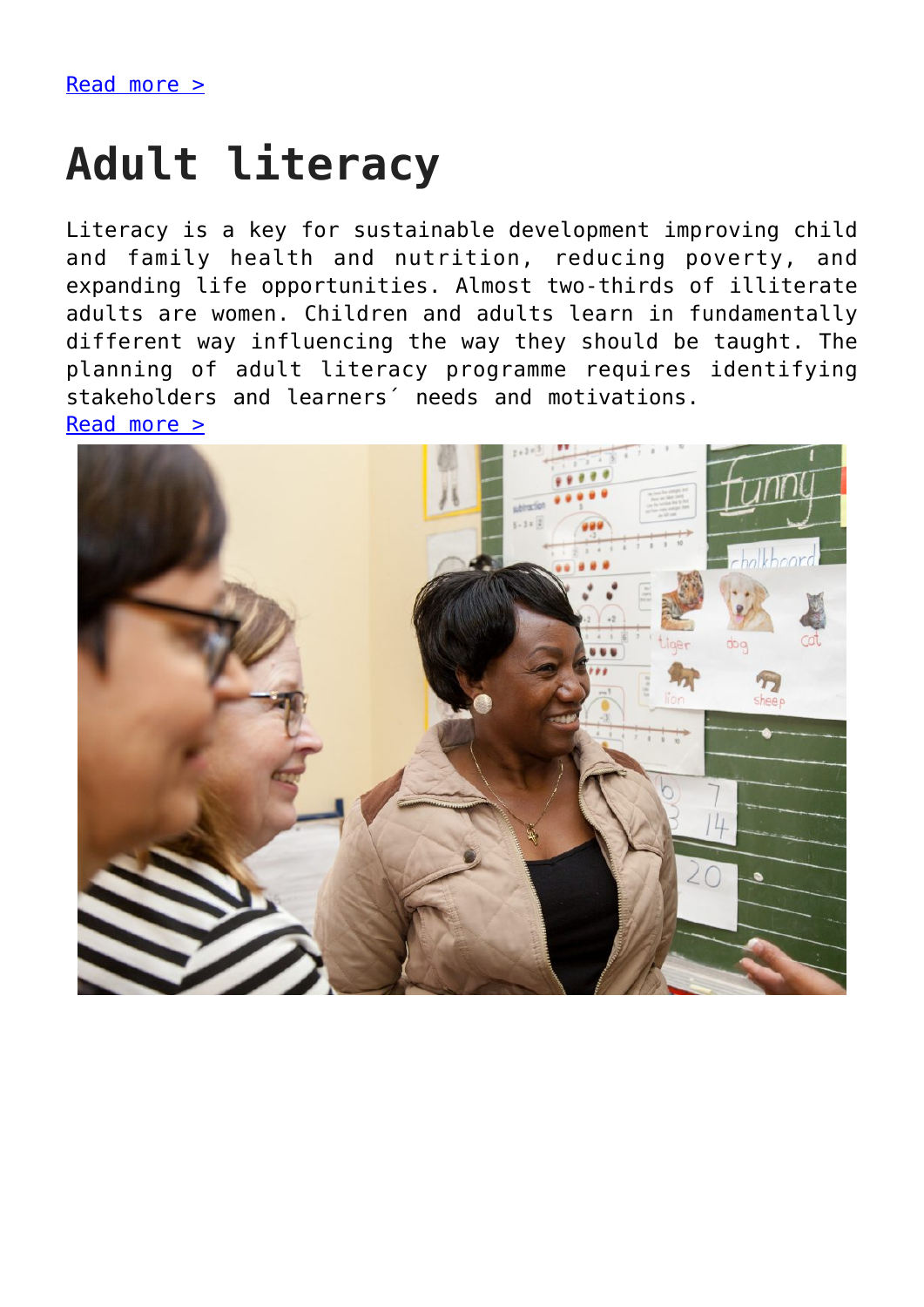Read more >

# Adult literacy

Literacy is a key for sustainable development improving child and family health and nutrition, reducing poverty, and expanding life opportunities. Almost two-thirds of illiterate adults are women. Children and adults learn in fundamentally different way influencing the way they should be taught. The planning of adult literacy programme requires identifying stakeholders and learners´ needs and motivations.

Read more >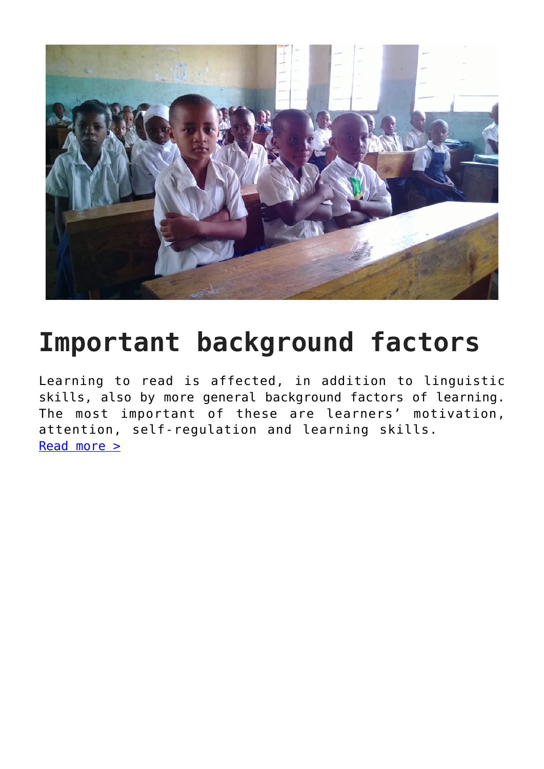# Important background factors

Learning to read is affected, in addition to linguistic skills, also by more general background factors of learning. The most important of these are learners' motivation, attention, self-regulation and learning skills.
Read more >